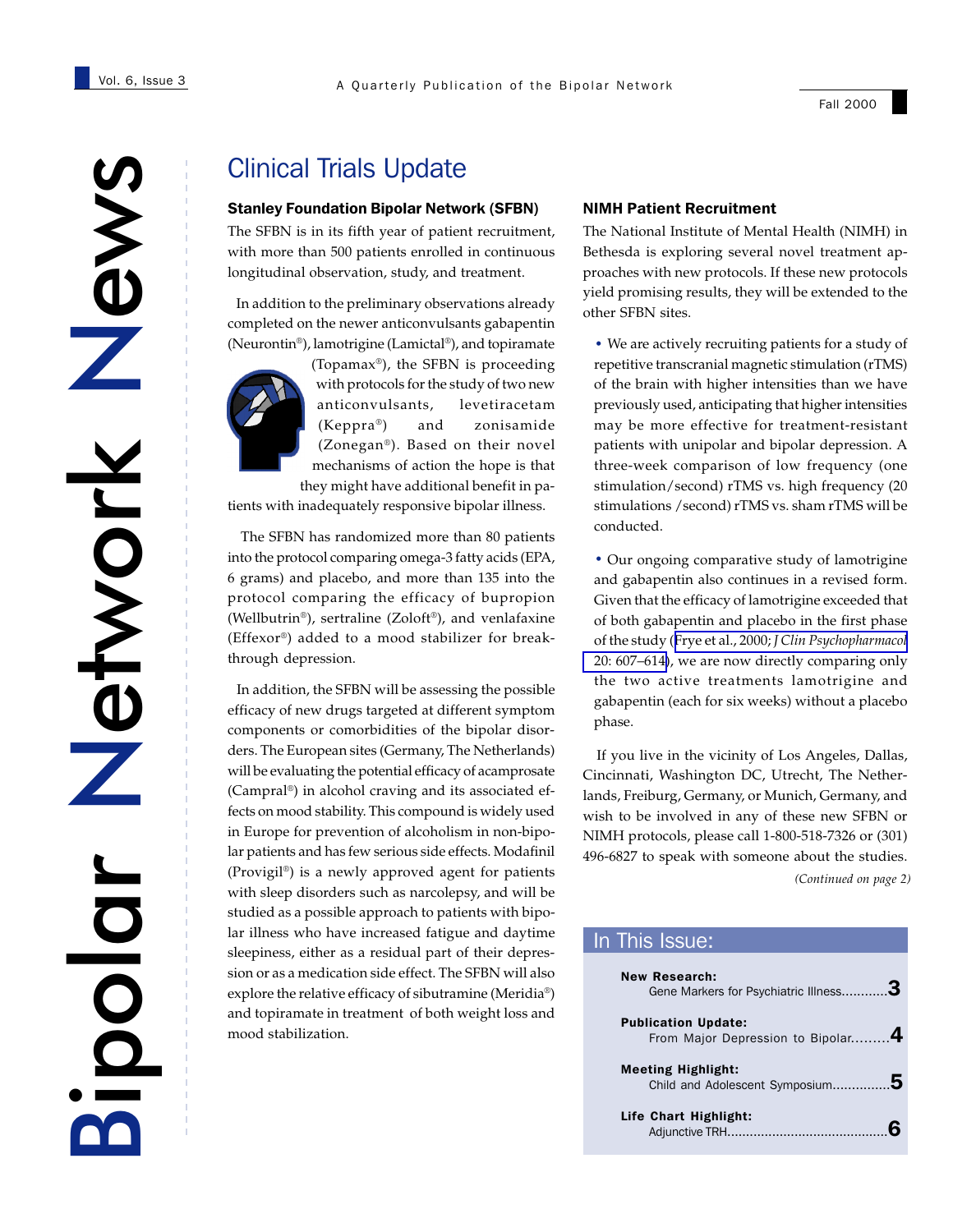# Bipolar Network News

A Quarterly Publication of the Bipolar Network

## Clinical Trials Update

### Stanley Foundation Bipolar Network (SFBN)

The SFBN is in its fifth year of patient recruitment, with more than 500 patients enrolled in continuous longitudinal observation, study, and treatment.

In addition to the preliminary observations already completed on the newer anticonvulsants gabapentin (Neurontin®), lamotrigine (Lamictal®), and topiramate (Topamax®), the SFBN is proceeding with protocols for the study of two new anticonvulsants, levetiracetam (Keppra®) and zonisamide (Zonegan®). Based on their novel mechanisms of action the hope is that they might have additional benefit in patients with inadequately responsive bipolar illness.

The SFBN has randomized more than 80 patients into the protocol comparing omega-3 fatty acids (EPA, 6 grams) and placebo, and more than 135 into the protocol comparing the efficacy of bupropion (Wellbutrin®), sertraline (Zoloft®), and venlafaxine (Effexor®) added to a mood stabilizer for breakthrough depression.

In addition, the SFBN will be assessing the possible efficacy of new drugs targeted at different symptom components or comorbidities of the bipolar disorders. The European sites (Germany, The Netherlands) will be evaluating the potential efficacy of acamprosate (Campral®) in alcohol craving and its associated effects on mood stability. This compound is widely used in Europe for prevention of alcoholism in non-bipolar patients and has few serious side effects. Modafinil (Provigil®) is a newly approved agent for patients with sleep disorders such as narcolepsy, and will be studied as a possible approach to patients with bipolar illness who have increased fatigue and daytime sleepiness, either as a residual part of their depression or as a medication side effect. The SFBN will also explore the relative efficacy of sibutramine (Meridia®) and topiramate in treatment of both weight loss and mood stabilization.

### NIMH Patient Recruitment

The National Institute of Mental Health (NIMH) in Bethesda is exploring several novel treatment approaches with new protocols. If these new protocols yield promising results, they will be extended to the other SFBN sites.

- We are actively recruiting patients for a study of repetitive transcranial magnetic stimulation (rTMS) of the brain with higher intensities than we have previously used, anticipating that higher intensities may be more effective for treatment-resistant patients with unipolar and bipolar depression. A three-week comparison of low frequency (one stimulation/second) rTMS vs. high frequency (20 stimulations /second) rTMS vs. sham rTMS will be conducted.

- Our ongoing comparative study of lamotrigine and gabapentin also continues in a revised form. Given that the efficacy of lamotrigine exceeded that of both gabapentin and placebo in the first phase of the study (Frye et al., 2000; *J Clin Psychopharmacol* 20: 607–614), we are now directly comparing only the two active treatments lamotrigine and gabapentin (each for six weeks) without a placebo phase.

If you live in the vicinity of Los Angeles, Dallas, Cincinnati, Washington DC, Utrecht, The Netherlands, Freiburg, Germany, or Munich, Germany, and wish to be involved in any of these new SFBN or NIMH protocols, please call 1-800-518-7326 or (301) 496-6827 to speak with someone about the studies.

*(Continued on page 2)*

## In This Issue:

**New Research:**
Gene Markers for Psychiatric Illness............3

**Publication Update:**
From Major Depression to Bipolar.........4

**Meeting Highlight:**
Child and Adolescent Symposium...............5

**Life Chart Highlight:**
Adjunctive TRH..........................................6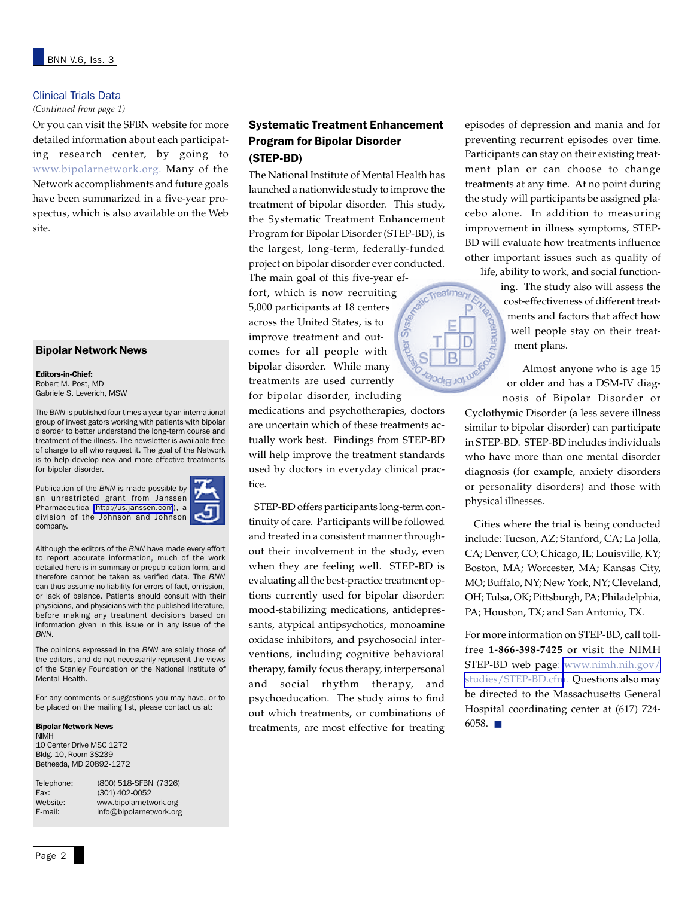## Clinical Trials Data

*(Continued from page 1)*

Or you can visit the SFBN website for more detailed information about each participating research center, by going to www.bipolarnetwork.org. Many of the Network accomplishments and future goals have been summarized in a five-year prospectus, which is also available on the Web site.

## Systematic Treatment Enhancement Program for Bipolar Disorder (STEP-BD)

The National Institute of Mental Health has launched a nationwide study to improve the treatment of bipolar disorder. This study, the Systematic Treatment Enhancement Program for Bipolar Disorder (STEP-BD), is the largest, long-term, federally-funded project on bipolar disorder ever conducted. The main goal of this five-year effort, which is now recruiting 5,000 participants at 18 centers across the United States, is to improve treatment and outcomes for all people with bipolar disorder. While many treatments are used currently for bipolar disorder, including medications and psychotherapies, doctors are uncertain which of these treatments actually work best. Findings from STEP-BD will help improve the treatment standards used by doctors in everyday clinical practice.

STEP-BD offers participants long-term continuity of care. Participants will be followed and treated in a consistent manner throughout their involvement in the study, even when they are feeling well. STEP-BD is evaluating all the best-practice treatment options currently used for bipolar disorder: mood-stabilizing medications, antidepressants, atypical antipsychotics, monoamine oxidase inhibitors, and psychosocial interventions, including cognitive behavioral therapy, family focus therapy, interpersonal and social rhythm therapy, and psychoeducation. The study aims to find out which treatments, or combinations of treatments, are most effective for treating episodes of depression and mania and for preventing recurrent episodes over time. Participants can stay on their existing treatment plan or can choose to change treatments at any time. At no point during the study will participants be assigned placebo alone. In addition to measuring improvement in illness symptoms, STEP-BD will evaluate how treatments influence other important issues such as quality of life, ability to work, and social functioning. The study also will assess the cost-effectiveness of different treatments and factors that affect how well people stay on their treatment plans.

Almost anyone who is age 15 or older and has a DSM-IV diagnosis of Bipolar Disorder or Cyclothymic Disorder (a less severe illness similar to bipolar disorder) can participate in STEP-BD. STEP-BD includes individuals who have more than one mental disorder diagnosis (for example, anxiety disorders or personality disorders) and those with physical illnesses.

Cities where the trial is being conducted include: Tucson, AZ; Stanford, CA; La Jolla, CA; Denver, CO; Chicago, IL; Louisville, KY; Boston, MA; Worcester, MA; Kansas City, MO; Buffalo, NY; New York, NY; Cleveland, OH; Tulsa, OK; Pittsburgh, PA; Philadelphia, PA; Houston, TX; and San Antonio, TX.

For more information on STEP-BD, call toll-free **1-866-398-7425** or visit the NIMH STEP-BD web page: www.nimh.nih.gov/studies/STEP-BD.cfm. Questions also may be directed to the Massachusetts General Hospital coordinating center at (617) 724-6058. ■

## Bipolar Network News

**Editors-in-Chief:**
Robert M. Post, MD
Gabriele S. Leverich, MSW

The *BNN* is published four times a year by an international group of investigators working with patients with bipolar disorder to better understand the long-term course and treatment of the illness. The newsletter is available free of charge to all who request it. The goal of the Network is to help develop new and more effective treatments for bipolar disorder.

Publication of the *BNN* is made possible by an unrestricted grant from Janssen Pharmaceutica (http://us.janssen.com), a division of the Johnson and Johnson company.

Although the editors of the *BNN* have made every effort to report accurate information, much of the work detailed here is in summary or prepublication form, and therefore cannot be taken as verified data. The *BNN* can thus assume no liability for errors of fact, omission, or lack of balance. Patients should consult with their physicians, and physicians with the published literature, before making any treatment decisions based on information given in this issue or in any issue of the *BNN*.

The opinions expressed in the *BNN* are solely those of the editors, and do not necessarily represent the views of the Stanley Foundation or the National Institute of Mental Health.

For any comments or suggestions you may have, or to be placed on the mailing list, please contact us at:

**Bipolar Network News**
NIMH
10 Center Drive MSC 1272
Bldg. 10, Room 3S239
Bethesda, MD 20892-1272

| | |
|---|---|
| Telephone: | (800) 518-SFBN (7326) |
| Fax: | (301) 402-0052 |
| Website: | www.bipolarnetwork.org |
| E-mail: | info@bipolarnetwork.org |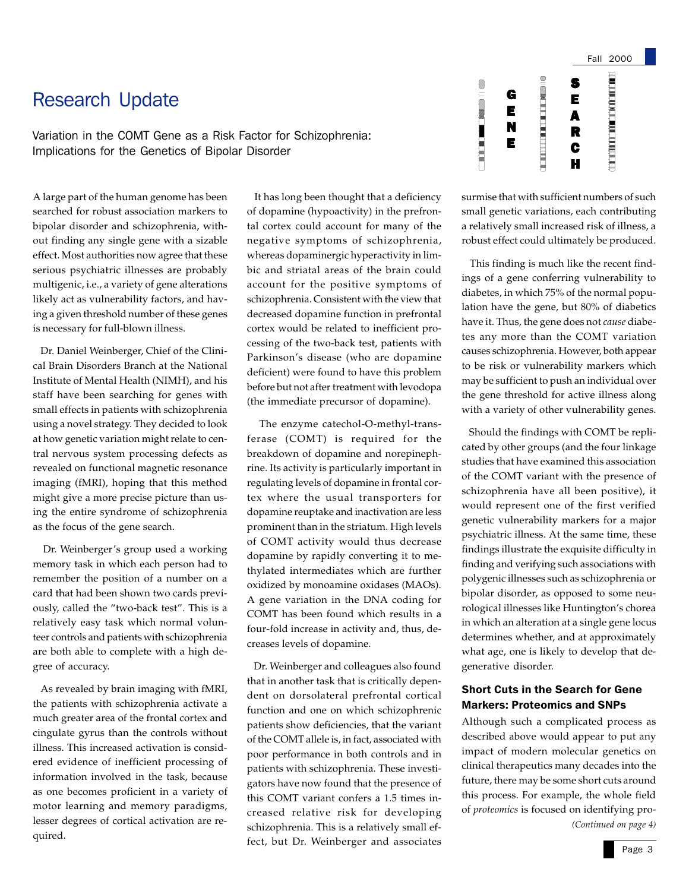# Research Update

## Variation in the COMT Gene as a Risk Factor for Schizophrenia: Implications for the Genetics of Bipolar Disorder

A large part of the human genome has been searched for robust association markers to bipolar disorder and schizophrenia, without finding any single gene with a sizable effect. Most authorities now agree that these serious psychiatric illnesses are probably multigenic, i.e., a variety of gene alterations likely act as vulnerability factors, and having a given threshold number of these genes is necessary for full-blown illness.

Dr. Daniel Weinberger, Chief of the Clinical Brain Disorders Branch at the National Institute of Mental Health (NIMH), and his staff have been searching for genes with small effects in patients with schizophrenia using a novel strategy. They decided to look at how genetic variation might relate to central nervous system processing defects as revealed on functional magnetic resonance imaging (fMRI), hoping that this method might give a more precise picture than using the entire syndrome of schizophrenia as the focus of the gene search.

Dr. Weinberger's group used a working memory task in which each person had to remember the position of a number on a card that had been shown two cards previously, called the "two-back test". This is a relatively easy task which normal volunteer controls and patients with schizophrenia are both able to complete with a high degree of accuracy.

As revealed by brain imaging with fMRI, the patients with schizophrenia activate a much greater area of the frontal cortex and cingulate gyrus than the controls without illness. This increased activation is considered evidence of inefficient processing of information involved in the task, because as one becomes proficient in a variety of motor learning and memory paradigms, lesser degrees of cortical activation are required.

It has long been thought that a deficiency of dopamine (hypoactivity) in the prefrontal cortex could account for many of the negative symptoms of schizophrenia, whereas dopaminergic hyperactivity in limbic and striatal areas of the brain could account for the positive symptoms of schizophrenia. Consistent with the view that decreased dopamine function in prefrontal cortex would be related to inefficient processing of the two-back test, patients with Parkinson's disease (who are dopamine deficient) were found to have this problem before but not after treatment with levodopa (the immediate precursor of dopamine).

The enzyme catechol-O-methyl-transferase (COMT) is required for the breakdown of dopamine and norepinephrine. Its activity is particularly important in regulating levels of dopamine in frontal cortex where the usual transporters for dopamine reuptake and inactivation are less prominent than in the striatum. High levels of COMT activity would thus decrease dopamine by rapidly converting it to methylated intermediates which are further oxidized by monoamine oxidases (MAOs). A gene variation in the DNA coding for COMT has been found which results in a four-fold increase in activity and, thus, decreases levels of dopamine.

Dr. Weinberger and colleagues also found that in another task that is critically dependent on dorsolateral prefrontal cortical function and one on which schizophrenic patients show deficiencies, that the variant of the COMT allele is, in fact, associated with poor performance in both controls and in patients with schizophrenia. These investigators have now found that the presence of this COMT variant confers a 1.5 times increased relative risk for developing schizophrenia. This is a relatively small effect, but Dr. Weinberger and associates surmise that with sufficient numbers of such small genetic variations, each contributing a relatively small increased risk of illness, a robust effect could ultimately be produced.

This finding is much like the recent findings of a gene conferring vulnerability to diabetes, in which 75% of the normal population have the gene, but 80% of diabetics have it. Thus, the gene does not *cause* diabetes any more than the COMT variation causes schizophrenia. However, both appear to be risk or vulnerability markers which may be sufficient to push an individual over the gene threshold for active illness along with a variety of other vulnerability genes.

Should the findings with COMT be replicated by other groups (and the four linkage studies that have examined this association of the COMT variant with the presence of schizophrenia have all been positive), it would represent one of the first verified genetic vulnerability markers for a major psychiatric illness. At the same time, these findings illustrate the exquisite difficulty in finding and verifying such associations with polygenic illnesses such as schizophrenia or bipolar disorder, as opposed to some neurological illnesses like Huntington's chorea in which an alteration at a single gene locus determines whether, and at approximately what age, one is likely to develop that degenerative disorder.

### Short Cuts in the Search for Gene Markers: Proteomics and SNPs

Although such a complicated process as described above would appear to put any impact of modern molecular genetics on clinical therapeutics many decades into the future, there may be some short cuts around this process. For example, the whole field of *proteomics* is focused on identifying pro-

*(Continued on page 4)*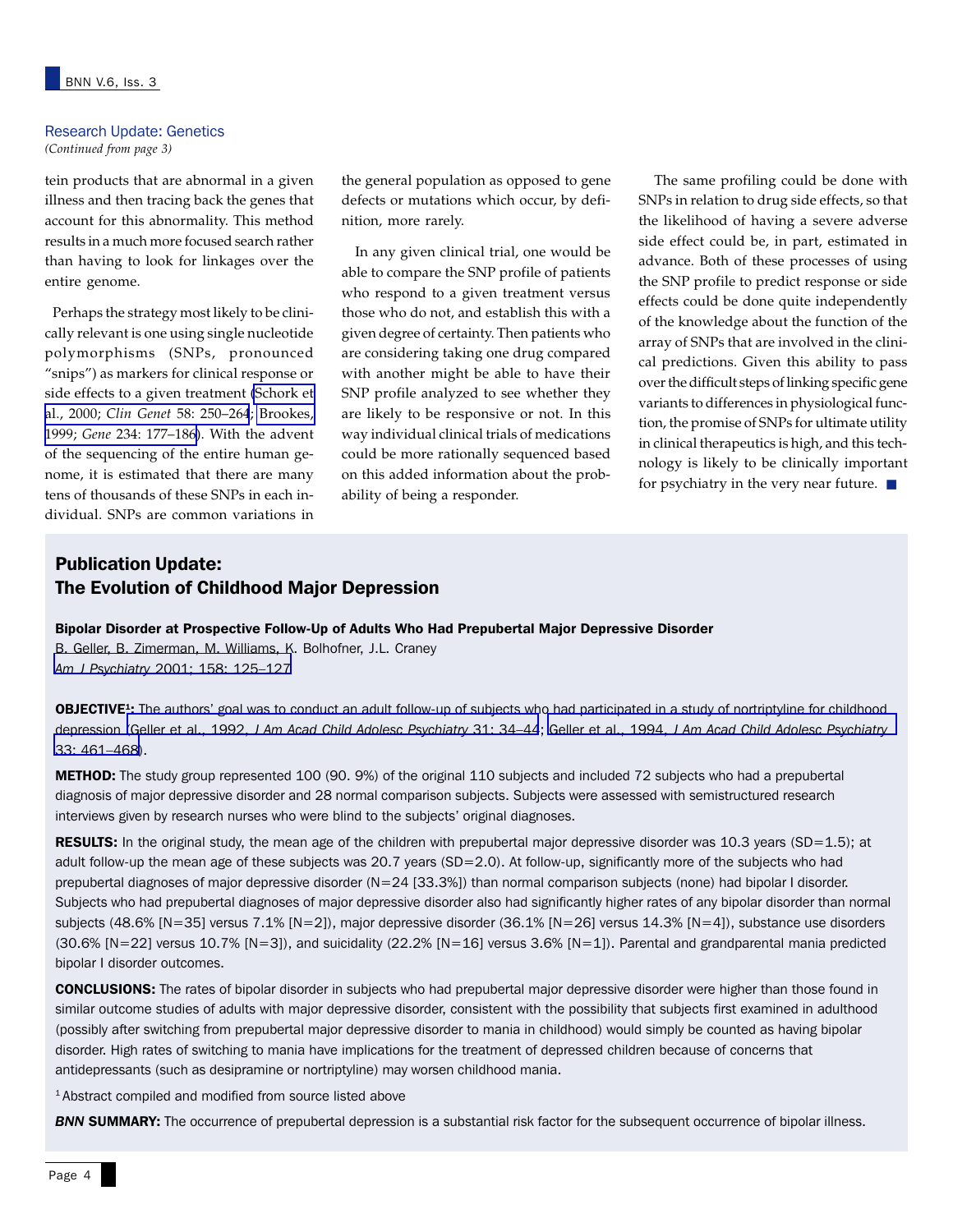## Research Update: Genetics

*(Continued from page 3)*

tein products that are abnormal in a given illness and then tracing back the genes that account for this abnormality. This method results in a much more focused search rather than having to look for linkages over the entire genome.

Perhaps the strategy most likely to be clinically relevant is one using single nucleotide polymorphisms (SNPs, pronounced "snips") as markers for clinical response or side effects to a given treatment (Schork et al., 2000; *Clin Genet* 58: 250–264; Brookes, 1999; *Gene* 234: 177–186). With the advent of the sequencing of the entire human genome, it is estimated that there are many tens of thousands of these SNPs in each individual. SNPs are common variations in the general population as opposed to gene defects or mutations which occur, by definition, more rarely.

In any given clinical trial, one would be able to compare the SNP profile of patients who respond to a given treatment versus those who do not, and establish this with a given degree of certainty. Then patients who are considering taking one drug compared with another might be able to have their SNP profile analyzed to see whether they are likely to be responsive or not. In this way individual clinical trials of medications could be more rationally sequenced based on this added information about the probability of being a responder.

The same profiling could be done with SNPs in relation to drug side effects, so that the likelihood of having a severe adverse side effect could be, in part, estimated in advance. Both of these processes of using the SNP profile to predict response or side effects could be done quite independently of the knowledge about the function of the array of SNPs that are involved in the clinical predictions. Given this ability to pass over the difficult steps of linking specific gene variants to differences in physiological function, the promise of SNPs for ultimate utility in clinical therapeutics is high, and this technology is likely to be clinically important for psychiatry in the very near future. ■

## Publication Update: The Evolution of Childhood Major Depression

**Bipolar Disorder at Prospective Follow-Up of Adults Who Had Prepubertal Major Depressive Disorder**

B. Geller, B. Zimerman, M. Williams, K. Bolhofner, J.L. Craney

*Am J Psychiatry* 2001; 158: 125–127

**OBJECTIVE[1]:** The authors' goal was to conduct an adult follow-up of subjects who had participated in a study of nortriptyline for childhood depression (Geller et al., 1992, *J Am Acad Child Adolesc Psychiatry* 31: 34–44; Geller et al., 1994, *J Am Acad Child Adolesc Psychiatry* 33: 461–468).

**METHOD:** The study group represented 100 (90. 9%) of the original 110 subjects and included 72 subjects who had a prepubertal diagnosis of major depressive disorder and 28 normal comparison subjects. Subjects were assessed with semistructured research interviews given by research nurses who were blind to the subjects' original diagnoses.

**RESULTS:** In the original study, the mean age of the children with prepubertal major depressive disorder was 10.3 years (SD=1.5); at adult follow-up the mean age of these subjects was 20.7 years (SD=2.0). At follow-up, significantly more of the subjects who had prepubertal diagnoses of major depressive disorder (N=24 [33.3%]) than normal comparison subjects (none) had bipolar I disorder. Subjects who had prepubertal diagnoses of major depressive disorder also had significantly higher rates of any bipolar disorder than normal subjects (48.6% [N=35] versus 7.1% [N=2]), major depressive disorder (36.1% [N=26] versus 14.3% [N=4]), substance use disorders (30.6% [N=22] versus 10.7% [N=3]), and suicidality (22.2% [N=16] versus 3.6% [N=1]). Parental and grandparental mania predicted bipolar I disorder outcomes.

**CONCLUSIONS:** The rates of bipolar disorder in subjects who had prepubertal major depressive disorder were higher than those found in similar outcome studies of adults with major depressive disorder, consistent with the possibility that subjects first examined in adulthood (possibly after switching from prepubertal major depressive disorder to mania in childhood) would simply be counted as having bipolar disorder. High rates of switching to mania have implications for the treatment of depressed children because of concerns that antidepressants (such as desipramine or nortriptyline) may worsen childhood mania.

[1] Abstract compiled and modified from source listed above

***BNN* SUMMARY:** The occurrence of prepubertal depression is a substantial risk factor for the subsequent occurrence of bipolar illness.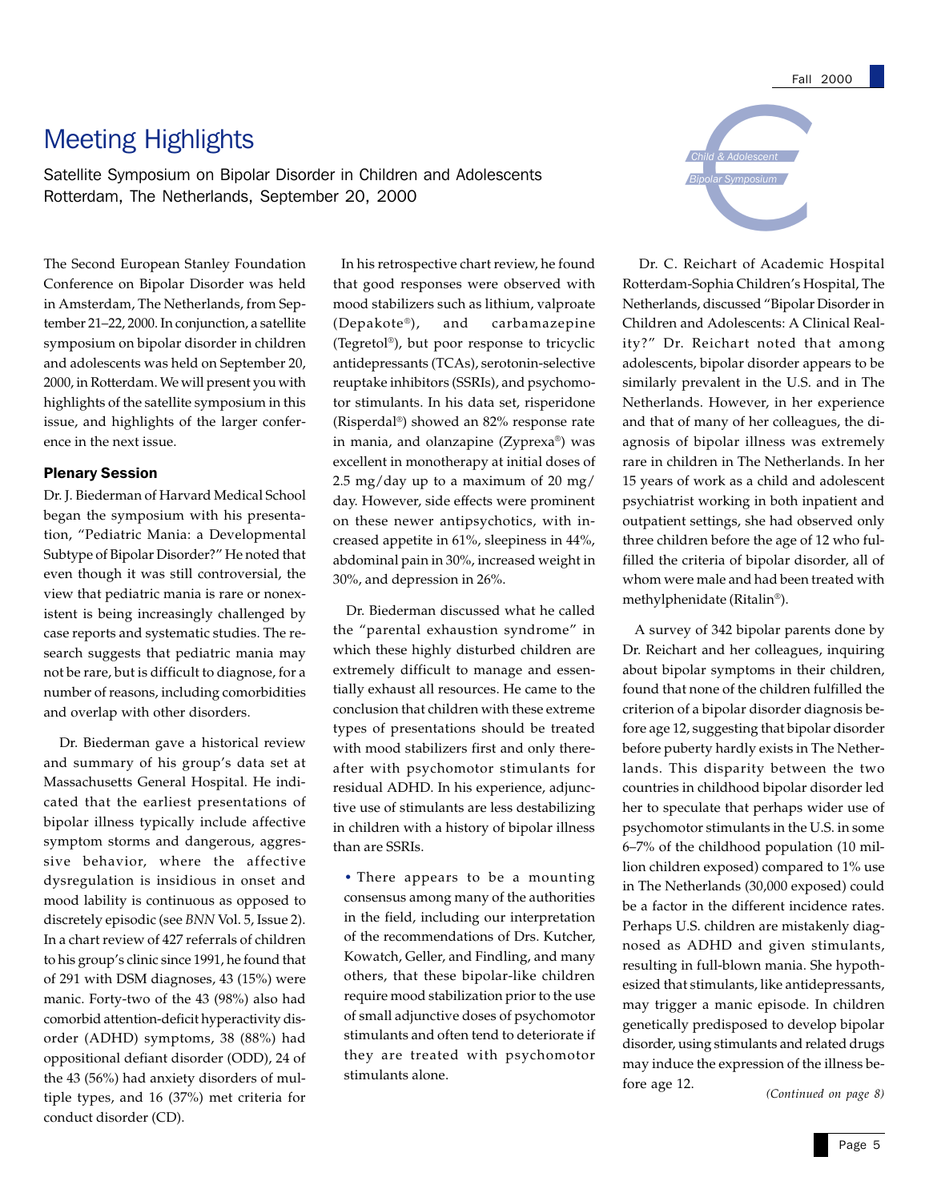# Meeting Highlights

Satellite Symposium on Bipolar Disorder in Children and Adolescents
Rotterdam, The Netherlands, September 20, 2000

Child & Adolescent
Bipolar Symposium

The Second European Stanley Foundation Conference on Bipolar Disorder was held in Amsterdam, The Netherlands, from September 21–22, 2000. In conjunction, a satellite symposium on bipolar disorder in children and adolescents was held on September 20, 2000, in Rotterdam. We will present you with highlights of the satellite symposium in this issue, and highlights of the larger conference in the next issue.

## Plenary Session

Dr. J. Biederman of Harvard Medical School began the symposium with his presentation, "Pediatric Mania: a Developmental Subtype of Bipolar Disorder?" He noted that even though it was still controversial, the view that pediatric mania is rare or nonexistent is being increasingly challenged by case reports and systematic studies. The research suggests that pediatric mania may not be rare, but is difficult to diagnose, for a number of reasons, including comorbidities and overlap with other disorders.

Dr. Biederman gave a historical review and summary of his group's data set at Massachusetts General Hospital. He indicated that the earliest presentations of bipolar illness typically include affective symptom storms and dangerous, aggressive behavior, where the affective dysregulation is insidious in onset and mood lability is continuous as opposed to discretely episodic (see *BNN* Vol. 5, Issue 2). In a chart review of 427 referrals of children to his group's clinic since 1991, he found that of 291 with DSM diagnoses, 43 (15%) were manic. Forty-two of the 43 (98%) also had comorbid attention-deficit hyperactivity disorder (ADHD) symptoms, 38 (88%) had oppositional defiant disorder (ODD), 24 of the 43 (56%) had anxiety disorders of multiple types, and 16 (37%) met criteria for conduct disorder (CD).

In his retrospective chart review, he found that good responses were observed with mood stabilizers such as lithium, valproate (Depakote®), and carbamazepine (Tegretol®), but poor response to tricyclic antidepressants (TCAs), serotonin-selective reuptake inhibitors (SSRIs), and psychomotor stimulants. In his data set, risperidone (Risperdal®) showed an 82% response rate in mania, and olanzapine (Zyprexa®) was excellent in monotherapy at initial doses of 2.5 mg/day up to a maximum of 20 mg/day. However, side effects were prominent on these newer antipsychotics, with increased appetite in 61%, sleepiness in 44%, abdominal pain in 30%, increased weight in 30%, and depression in 26%.

Dr. Biederman discussed what he called the "parental exhaustion syndrome" in which these highly disturbed children are extremely difficult to manage and essentially exhaust all resources. He came to the conclusion that children with these extreme types of presentations should be treated with mood stabilizers first and only thereafter with psychomotor stimulants for residual ADHD. In his experience, adjunctive use of stimulants are less destabilizing in children with a history of bipolar illness than are SSRIs.

- There appears to be a mounting consensus among many of the authorities in the field, including our interpretation of the recommendations of Drs. Kutcher, Kowatch, Geller, and Findling, and many others, that these bipolar-like children require mood stabilization prior to the use of small adjunctive doses of psychomotor stimulants and often tend to deteriorate if they are treated with psychomotor stimulants alone.

Dr. C. Reichart of Academic Hospital Rotterdam-Sophia Children's Hospital, The Netherlands, discussed "Bipolar Disorder in Children and Adolescents: A Clinical Reality?" Dr. Reichart noted that among adolescents, bipolar disorder appears to be similarly prevalent in the U.S. and in The Netherlands. However, in her experience and that of many of her colleagues, the diagnosis of bipolar illness was extremely rare in children in The Netherlands. In her 15 years of work as a child and adolescent psychiatrist working in both inpatient and outpatient settings, she had observed only three children before the age of 12 who fulfilled the criteria of bipolar disorder, all of whom were male and had been treated with methylphenidate (Ritalin®).

A survey of 342 bipolar parents done by Dr. Reichart and her colleagues, inquiring about bipolar symptoms in their children, found that none of the children fulfilled the criterion of a bipolar disorder diagnosis before age 12, suggesting that bipolar disorder before puberty hardly exists in The Netherlands. This disparity between the two countries in childhood bipolar disorder led her to speculate that perhaps wider use of psychomotor stimulants in the U.S. in some 6–7% of the childhood population (10 million children exposed) compared to 1% use in The Netherlands (30,000 exposed) could be a factor in the different incidence rates. Perhaps U.S. children are mistakenly diagnosed as ADHD and given stimulants, resulting in full-blown mania. She hypothesized that stimulants, like antidepressants, may trigger a manic episode. In children genetically predisposed to develop bipolar disorder, using stimulants and related drugs may induce the expression of the illness before age 12.

*(Continued on page 8)*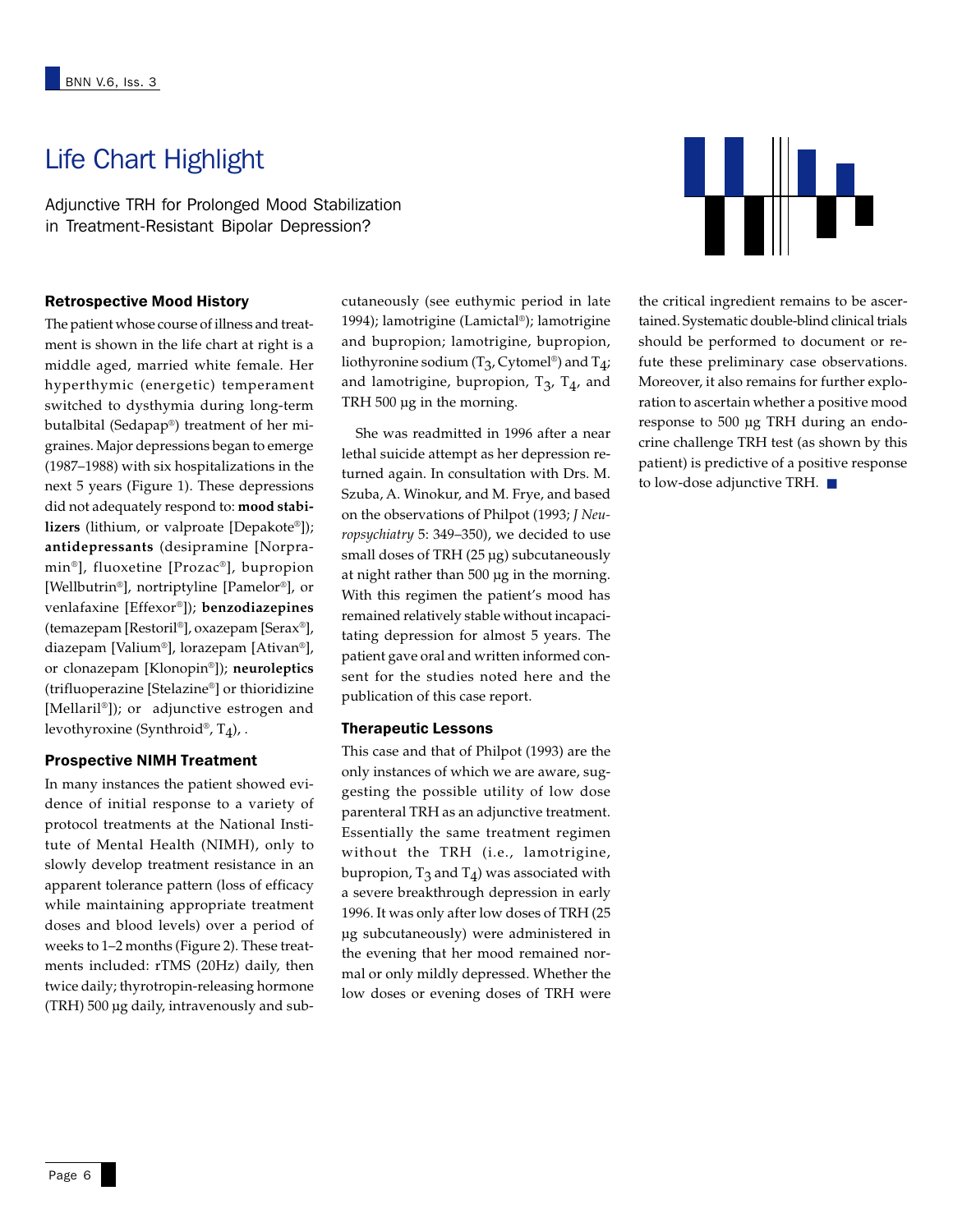# Life Chart Highlight

Adjunctive TRH for Prolonged Mood Stabilization in Treatment-Resistant Bipolar Depression?

### Retrospective Mood History

The patient whose course of illness and treatment is shown in the life chart at right is a middle aged, married white female. Her hyperthymic (energetic) temperament switched to dysthymia during long-term butalbital (Sedapap®) treatment of her migraines. Major depressions began to emerge (1987–1988) with six hospitalizations in the next 5 years (Figure 1). These depressions did not adequately respond to: **mood stabilizers** (lithium, or valproate [Depakote®]); **antidepressants** (desipramine [Norpramin®], fluoxetine [Prozac®], bupropion [Wellbutrin®], nortriptyline [Pamelor®], or venlafaxine [Effexor®]); **benzodiazepines** (temazepam [Restoril®], oxazepam [Serax®], diazepam [Valium®], lorazepam [Ativan®], or clonazepam [Klonopin®]); **neuroleptics** (trifluoperazine [Stelazine®] or thioridizine [Mellaril®]); or adjunctive estrogen and levothyroxine (Synthroid®, $T_4$), .

### Prospective NIMH Treatment

In many instances the patient showed evidence of initial response to a variety of protocol treatments at the National Institute of Mental Health (NIMH), only to slowly develop treatment resistance in an apparent tolerance pattern (loss of efficacy while maintaining appropriate treatment doses and blood levels) over a period of weeks to 1–2 months (Figure 2). These treatments included: rTMS (20Hz) daily, then twice daily; thyrotropin-releasing hormone (TRH) 500 µg daily, intravenously and subcutaneously (see euthymic period in late 1994); lamotrigine (Lamictal®); lamotrigine and bupropion; lamotrigine, bupropion, liothyronine sodium ($T_3$, Cytomel®) and $T_4$; and lamotrigine, bupropion, $T_3$, $T_4$, and TRH 500 µg in the morning.

She was readmitted in 1996 after a near lethal suicide attempt as her depression returned again. In consultation with Drs. M. Szuba, A. Winokur, and M. Frye, and based on the observations of Philpot (1993; *J Neuropsychiatry* 5: 349–350), we decided to use small doses of TRH (25 µg) subcutaneously at night rather than 500 µg in the morning. With this regimen the patient's mood has remained relatively stable without incapacitating depression for almost 5 years. The patient gave oral and written informed consent for the studies noted here and the publication of this case report.

### Therapeutic Lessons

This case and that of Philpot (1993) are the only instances of which we are aware, suggesting the possible utility of low dose parenteral TRH as an adjunctive treatment. Essentially the same treatment regimen without the TRH (i.e., lamotrigine, bupropion, $T_3$ and $T_4$) was associated with a severe breakthrough depression in early 1996. It was only after low doses of TRH (25 µg subcutaneously) were administered in the evening that her mood remained normal or only mildly depressed. Whether the low doses or evening doses of TRH were the critical ingredient remains to be ascertained. Systematic double-blind clinical trials should be performed to document or refute these preliminary case observations. Moreover, it also remains for further exploration to ascertain whether a positive mood response to 500 µg TRH during an endocrine challenge TRH test (as shown by this patient) is predictive of a positive response to low-dose adjunctive TRH. ■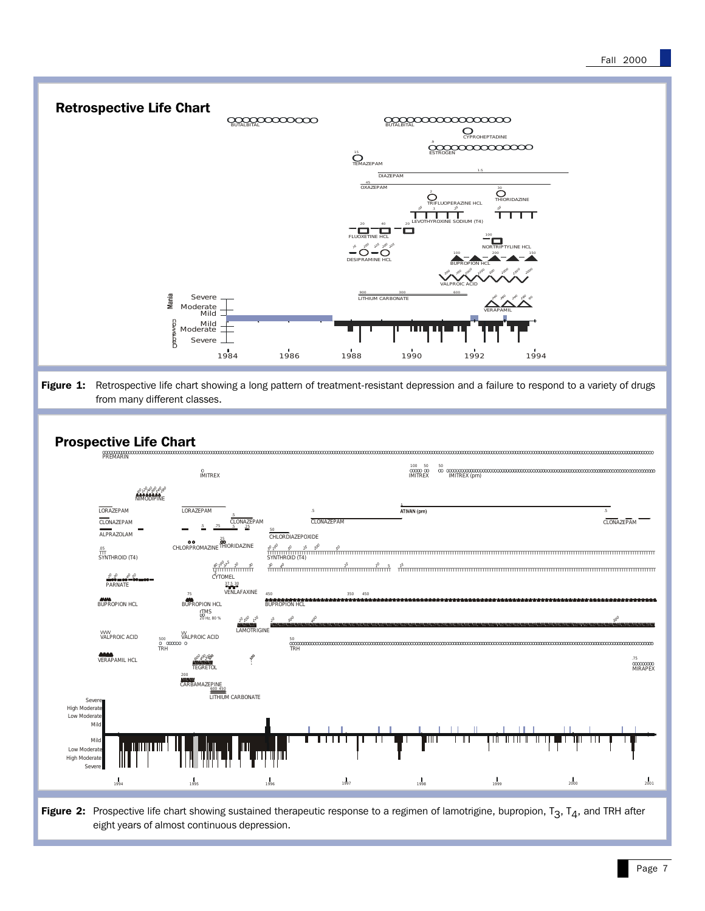## Retrospective Life Chart

**Figure 1:** Retrospective life chart showing a long pattern of treatment-resistant depression and a failure to respond to a variety of drugs from many different classes.

## Prospective Life Chart

**Figure 2:** Prospective life chart showing sustained therapeutic response to a regimen of lamotrigine, bupropion, $T_3$, $T_4$, and TRH after eight years of almost continuous depression.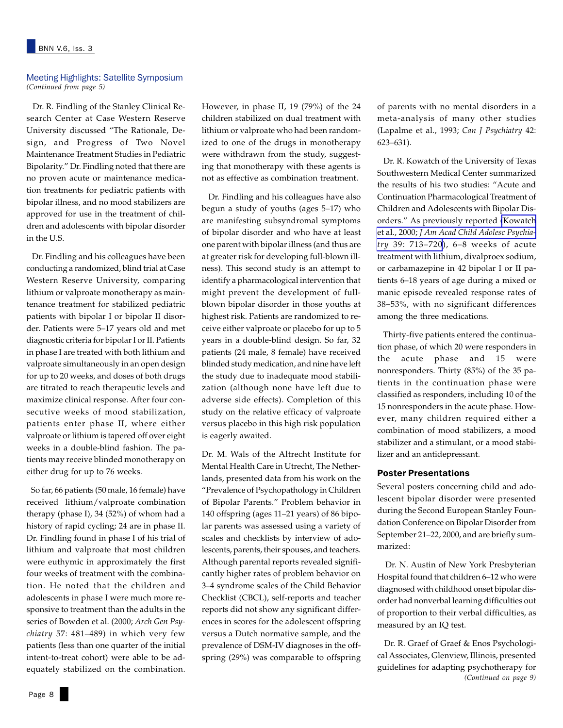## Meeting Highlights: Satellite Symposium

*(Continued from page 5)*

Dr. R. Findling of the Stanley Clinical Research Center at Case Western Reserve University discussed "The Rationale, Design, and Progress of Two Novel Maintenance Treatment Studies in Pediatric Bipolarity." Dr. Findling noted that there are no proven acute or maintenance medication treatments for pediatric patients with bipolar illness, and no mood stabilizers are approved for use in the treatment of children and adolescents with bipolar disorder in the U.S.

Dr. Findling and his colleagues have been conducting a randomized, blind trial at Case Western Reserve University, comparing lithium or valproate monotherapy as maintenance treatment for stabilized pediatric patients with bipolar I or bipolar II disorder. Patients were 5–17 years old and met diagnostic criteria for bipolar I or II. Patients in phase I are treated with both lithium and valproate simultaneously in an open design for up to 20 weeks, and doses of both drugs are titrated to reach therapeutic levels and maximize clinical response. After four consecutive weeks of mood stabilization, patients enter phase II, where either valproate or lithium is tapered off over eight weeks in a double-blind fashion. The patients may receive blinded monotherapy on either drug for up to 76 weeks.

So far, 66 patients (50 male, 16 female) have received lithium/valproate combination therapy (phase I), 34 (52%) of whom had a history of rapid cycling; 24 are in phase II. Dr. Findling found in phase I of his trial of lithium and valproate that most children were euthymic in approximately the first four weeks of treatment with the combination. He noted that the children and adolescents in phase I were much more responsive to treatment than the adults in the series of Bowden et al. (2000; *Arch Gen Psychiatry* 57: 481–489) in which very few patients (less than one quarter of the initial intent-to-treat cohort) were able to be adequately stabilized on the combination. However, in phase II, 19 (79%) of the 24 children stabilized on dual treatment with lithium or valproate who had been randomized to one of the drugs in monotherapy were withdrawn from the study, suggesting that monotherapy with these agents is not as effective as combination treatment.

Dr. Findling and his colleagues have also begun a study of youths (ages 5–17) who are manifesting subsyndromal symptoms of bipolar disorder and who have at least one parent with bipolar illness (and thus are at greater risk for developing full-blown illness). This second study is an attempt to identify a pharmacological intervention that might prevent the development of full-blown bipolar disorder in those youths at highest risk. Patients are randomized to receive either valproate or placebo for up to 5 years in a double-blind design. So far, 32 patients (24 male, 8 female) have received blinded study medication, and nine have left the study due to inadequate mood stabilization (although none have left due to adverse side effects). Completion of this study on the relative efficacy of valproate versus placebo in this high risk population is eagerly awaited.

Dr. M. Wals of the Altrecht Institute for Mental Health Care in Utrecht, The Netherlands, presented data from his work on the "Prevalence of Psychopathology in Children of Bipolar Parents." Problem behavior in 140 offspring (ages 11–21 years) of 86 bipolar parents was assessed using a variety of scales and checklists by interview of adolescents, parents, their spouses, and teachers. Although parental reports revealed significantly higher rates of problem behavior on 3–4 syndrome scales of the Child Behavior Checklist (CBCL), self-reports and teacher reports did not show any significant differences in scores for the adolescent offspring versus a Dutch normative sample, and the prevalence of DSM-IV diagnoses in the offspring (29%) was comparable to offspring of parents with no mental disorders in a meta-analysis of many other studies (Lapalme et al., 1993; *Can J Psychiatry* 42: 623–631).

Dr. R. Kowatch of the University of Texas Southwestern Medical Center summarized the results of his two studies: "Acute and Continuation Pharmacological Treatment of Children and Adolescents with Bipolar Disorders." As previously reported (Kowatch et al., 2000; *J Am Acad Child Adolesc Psychiatry* 39: 713–720), 6–8 weeks of acute treatment with lithium, divalproex sodium, or carbamazepine in 42 bipolar I or II patients 6–18 years of age during a mixed or manic episode revealed response rates of 38–53%, with no significant differences among the three medications.

Thirty-five patients entered the continuation phase, of which 20 were responders in the acute phase and 15 were nonresponders. Thirty (85%) of the 35 patients in the continuation phase were classified as responders, including 10 of the 15 nonresponders in the acute phase. However, many children required either a combination of mood stabilizers, a mood stabilizer and a stimulant, or a mood stabilizer and an antidepressant.

### Poster Presentations

Several posters concerning child and adolescent bipolar disorder were presented during the Second European Stanley Foundation Conference on Bipolar Disorder from September 21–22, 2000, and are briefly summarized:

Dr. N. Austin of New York Presbyterian Hospital found that children 6–12 who were diagnosed with childhood onset bipolar disorder had nonverbal learning difficulties out of proportion to their verbal difficulties, as measured by an IQ test.

Dr. R. Graef of Graef & Enos Psychological Associates, Glenview, Illinois, presented guidelines for adapting psychotherapy for

*(Continued on page 9)*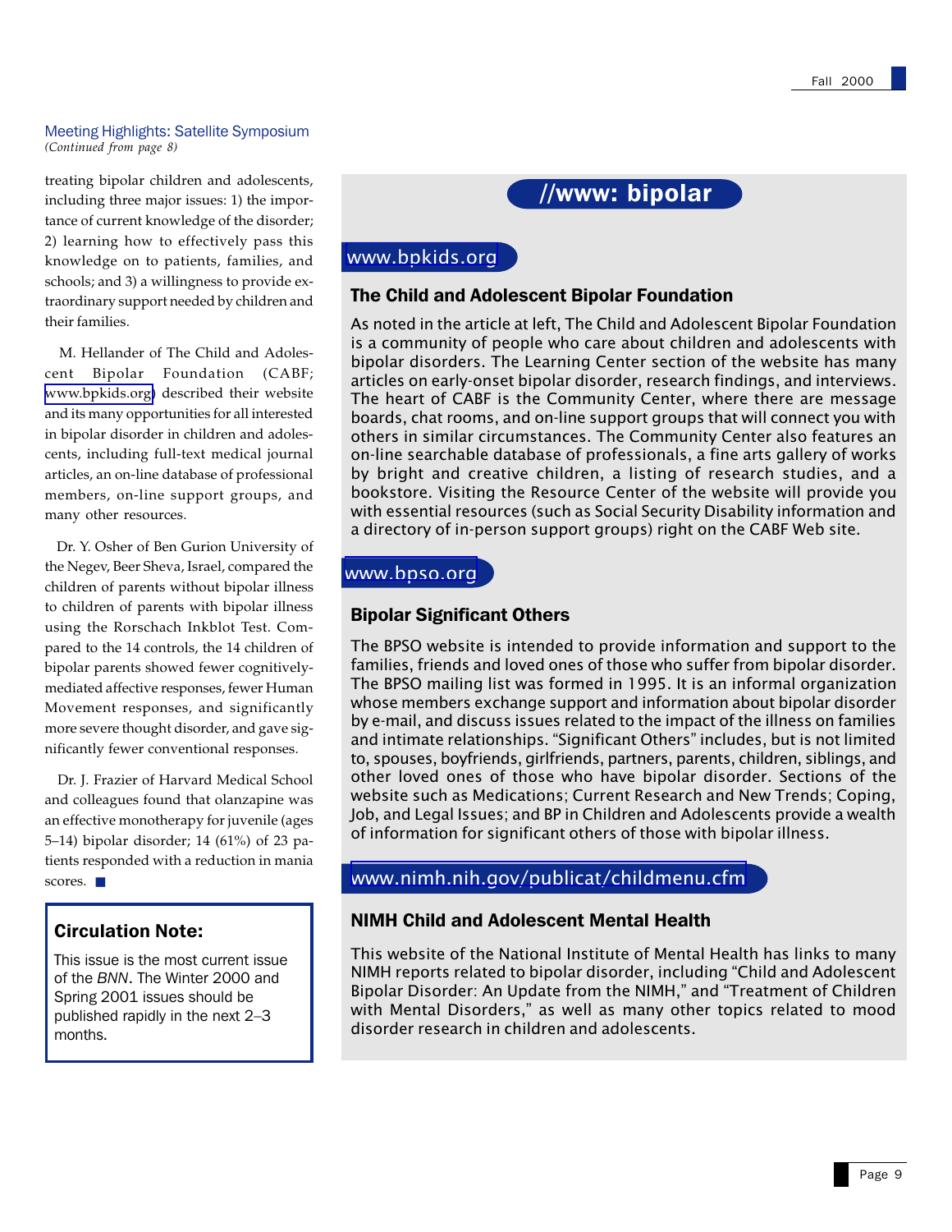## Meeting Highlights: Satellite Symposium

*(Continued from page 8)*

treating bipolar children and adolescents, including three major issues: 1) the importance of current knowledge of the disorder; 2) learning how to effectively pass this knowledge on to patients, families, and schools; and 3) a willingness to provide extraordinary support needed by children and their families.

M. Hellander of The Child and Adolescent Bipolar Foundation (CABF; www.bpkids.org) described their website and its many opportunities for all interested in bipolar disorder in children and adolescents, including full-text medical journal articles, an on-line database of professional members, on-line support groups, and many other resources.

Dr. Y. Osher of Ben Gurion University of the Negev, Beer Sheva, Israel, compared the children of parents without bipolar illness to children of parents with bipolar illness using the Rorschach Inkblot Test. Compared to the 14 controls, the 14 children of bipolar parents showed fewer cognitively-mediated affective responses, fewer Human Movement responses, and significantly more severe thought disorder, and gave significantly fewer conventional responses.

Dr. J. Frazier of Harvard Medical School and colleagues found that olanzapine was an effective monotherapy for juvenile (ages 5–14) bipolar disorder; 14 (61%) of 23 patients responded with a reduction in mania scores. ■

### Circulation Note:

This issue is the most current issue of the *BNN*. The Winter 2000 and Spring 2001 issues should be published rapidly in the next 2–3 months.

## //www: bipolar

### www.bpkids.org

#### The Child and Adolescent Bipolar Foundation

As noted in the article at left, The Child and Adolescent Bipolar Foundation is a community of people who care about children and adolescents with bipolar disorders. The Learning Center section of the website has many articles on early-onset bipolar disorder, research findings, and interviews. The heart of CABF is the Community Center, where there are message boards, chat rooms, and on-line support groups that will connect you with others in similar circumstances. The Community Center also features an on-line searchable database of professionals, a fine arts gallery of works by bright and creative children, a listing of research studies, and a bookstore. Visiting the Resource Center of the website will provide you with essential resources (such as Social Security Disability information and a directory of in-person support groups) right on the CABF Web site.

### www.bpso.org

#### Bipolar Significant Others

The BPSO website is intended to provide information and support to the families, friends and loved ones of those who suffer from bipolar disorder. The BPSO mailing list was formed in 1995. It is an informal organization whose members exchange support and information about bipolar disorder by e-mail, and discuss issues related to the impact of the illness on families and intimate relationships. "Significant Others" includes, but is not limited to, spouses, boyfriends, girlfriends, partners, parents, children, siblings, and other loved ones of those who have bipolar disorder. Sections of the website such as Medications; Current Research and New Trends; Coping, Job, and Legal Issues; and BP in Children and Adolescents provide a wealth of information for significant others of those with bipolar illness.

### www.nimh.nih.gov/publicat/childmenu.cfm

#### NIMH Child and Adolescent Mental Health

This website of the National Institute of Mental Health has links to many NIMH reports related to bipolar disorder, including "Child and Adolescent Bipolar Disorder: An Update from the NIMH," and "Treatment of Children with Mental Disorders," as well as many other topics related to mood disorder research in children and adolescents.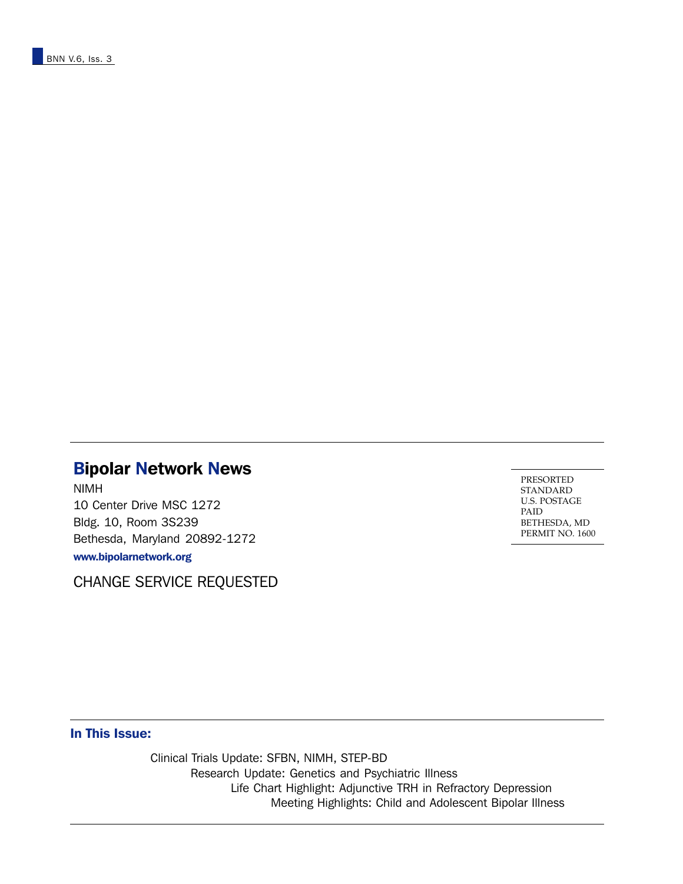## Bipolar Network News

NIMH
10 Center Drive MSC 1272
Bldg. 10, Room 3S239
Bethesda, Maryland 20892-1272

**www.bipolarnetwork.org**

CHANGE SERVICE REQUESTED

PRESORTED
STANDARD
U.S. POSTAGE
PAID
BETHESDA, MD
PERMIT NO. 1600

**In This Issue:**

Clinical Trials Update: SFBN, NIMH, STEP-BD
Research Update: Genetics and Psychiatric Illness
Life Chart Highlight: Adjunctive TRH in Refractory Depression
Meeting Highlights: Child and Adolescent Bipolar Illness